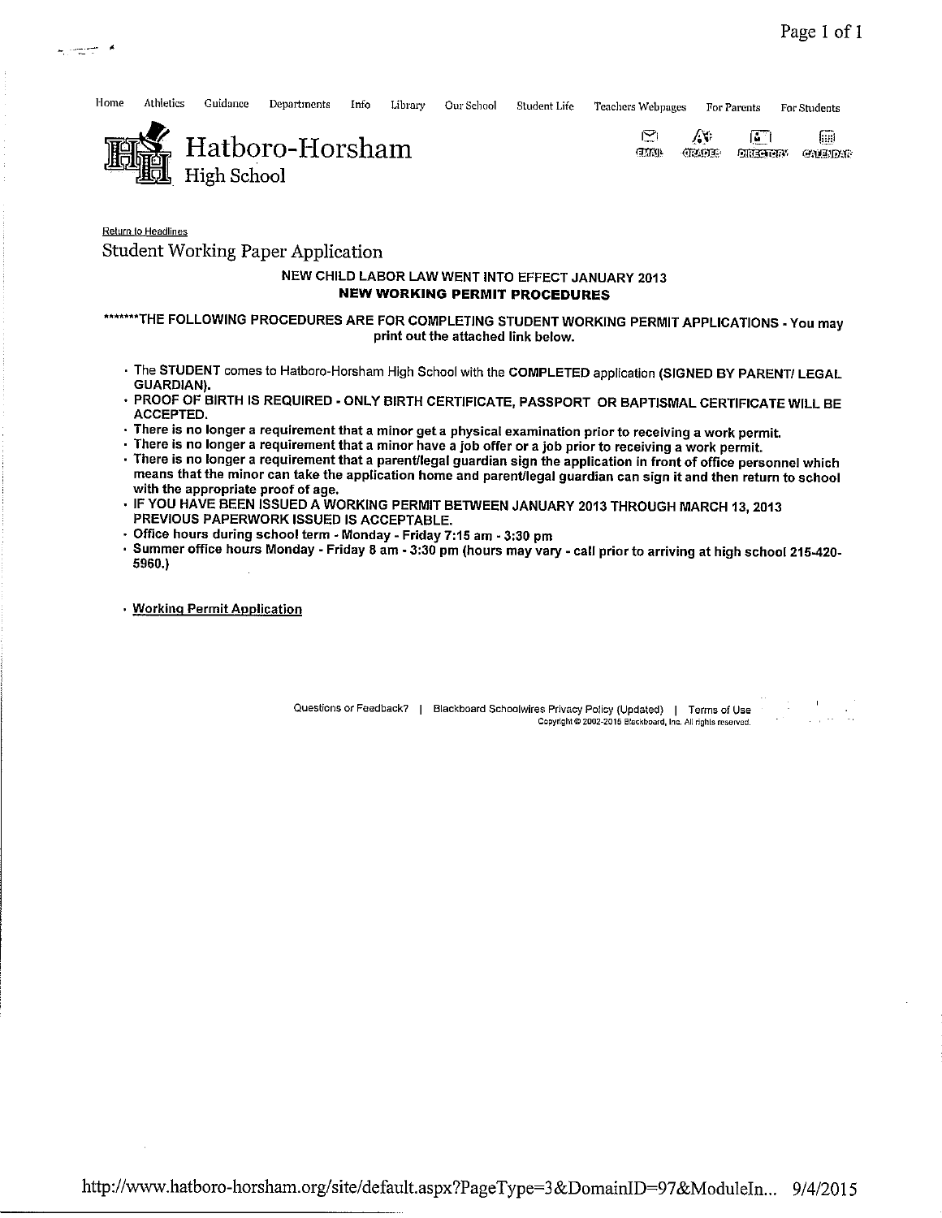Home Athletics Guidance Departments Info Library Our School Student Life Teachers Webpages For Parents For Students

# Hatboro-Horsham High School

EMAIL GRADES DIRECTORY CALENDAR

Return to Headlines

## Student Working Paper Application

**NEW CHILD LABOR LAW WENT INTO EFFECT JANUARY 2013**

**NEW WORKING PERMIT PROCEDURES**

*******THE FOLLOWING PROCEDURES ARE FOR COMPLETING STUDENT WORKING PERMIT APPLICATIONS - You may print out the attached link below.**

- The **STUDENT** comes to Hatboro-Horsham High School with the **COMPLETED** application **(SIGNED BY PARENT/ LEGAL GUARDIAN).**
- **PROOF OF BIRTH IS REQUIRED - ONLY BIRTH CERTIFICATE, PASSPORT OR BAPTISMAL CERTIFICATE WILL BE ACCEPTED.**
- **There is no longer a requirement that a minor get a physical examination prior to receiving a work permit.**
- **There is no longer a requirement that a minor have a job offer or a job prior to receiving a work permit.**
- **There is no longer a requirement that a parent/legal guardian sign the application in front of office personnel which means that the minor can take the application home and parent/legal guardian can sign it and then return to school with the appropriate proof of age.**
- **IF YOU HAVE BEEN ISSUED A WORKING PERMIT BETWEEN JANUARY 2013 THROUGH MARCH 13, 2013 PREVIOUS PAPERWORK ISSUED IS ACCEPTABLE.**
- **Office hours during school term - Monday - Friday 7:15 am - 3:30 pm**
- **Summer office hours Monday - Friday 8 am - 3:30 pm (hours may vary - call prior to arriving at high school 215-420-5960.)**

- **Working Permit Application**

Questions or Feedback? | Blackboard Schoolwires Privacy Policy (Updated) | Terms of Use

Copyright © 2002-2015 Blackboard, Inc. All rights reserved.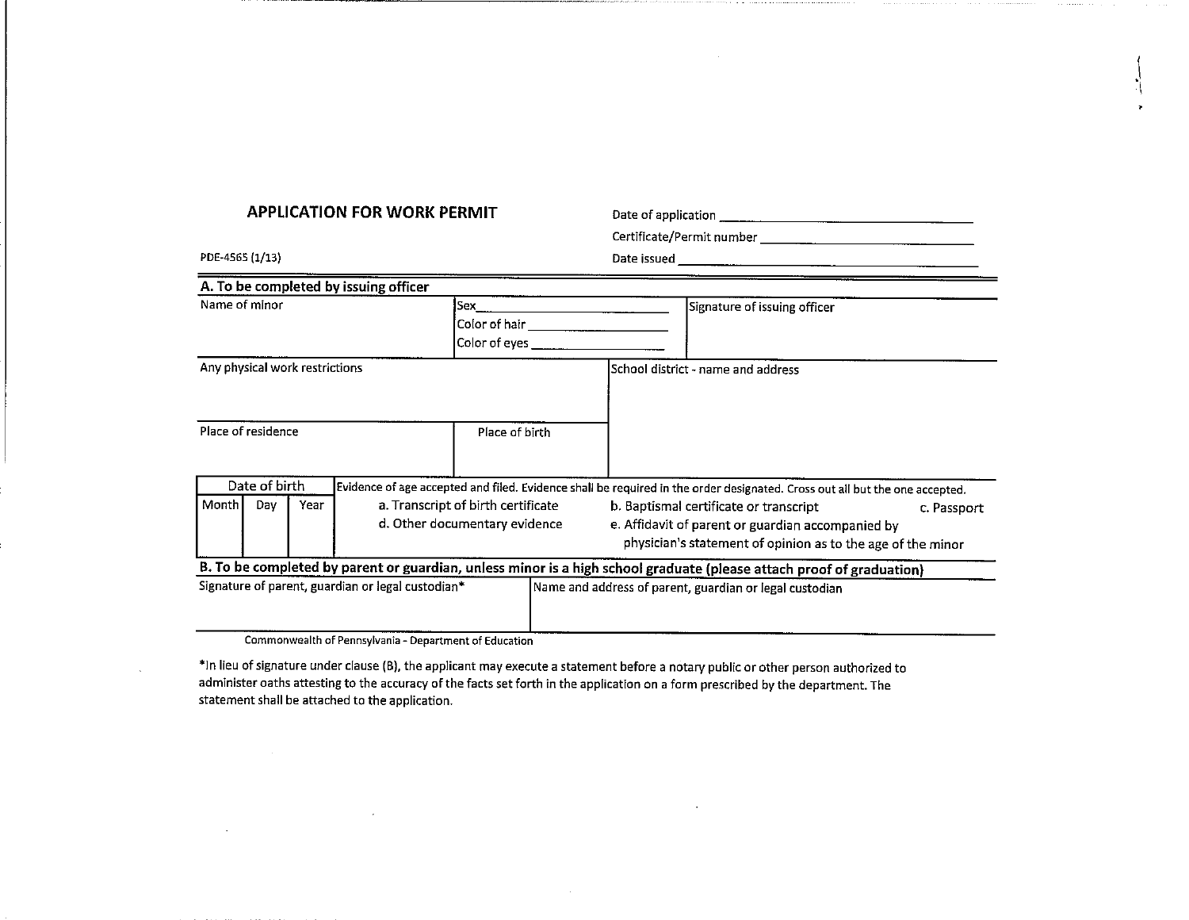## APPLICATION FOR WORK PERMIT

PDE-4565 (1/13)

Date of application ______________________

Certificate/Permit number ______________________

Date issued ______________________

### A. To be completed by issuing officer

| Name of minor | Sex ______ <br> Color of hair ______ <br> Color of eyes ______ | Signature of issuing officer |
|---|---|---|

| Any physical work restrictions | | School district - name and address |
|---|---|---|
| Place of residence | Place of birth | |

| Date of birth | | | Evidence of age accepted and filed. Evidence shall be required in the order designated. Cross out all but the one accepted. |
|---|---|---|---|
| Month | Day | Year | a. Transcript of birth certificate &nbsp;&nbsp; b. Baptismal certificate or transcript &nbsp;&nbsp; c. Passport <br> d. Other documentary evidence &nbsp;&nbsp; e. Affidavit of parent or guardian accompanied by physician's statement of opinion as to the age of the minor |

### B. To be completed by parent or guardian, unless minor is a high school graduate (please attach proof of graduation)

| Signature of parent, guardian or legal custodian* | Name and address of parent, guardian or legal custodian |
|---|---|
| | |

Commonwealth of Pennsylvania - Department of Education

*In lieu of signature under clause (B), the applicant may execute a statement before a notary public or other person authorized to administer oaths attesting to the accuracy of the facts set forth in the application on a form prescribed by the department. The statement shall be attached to the application.